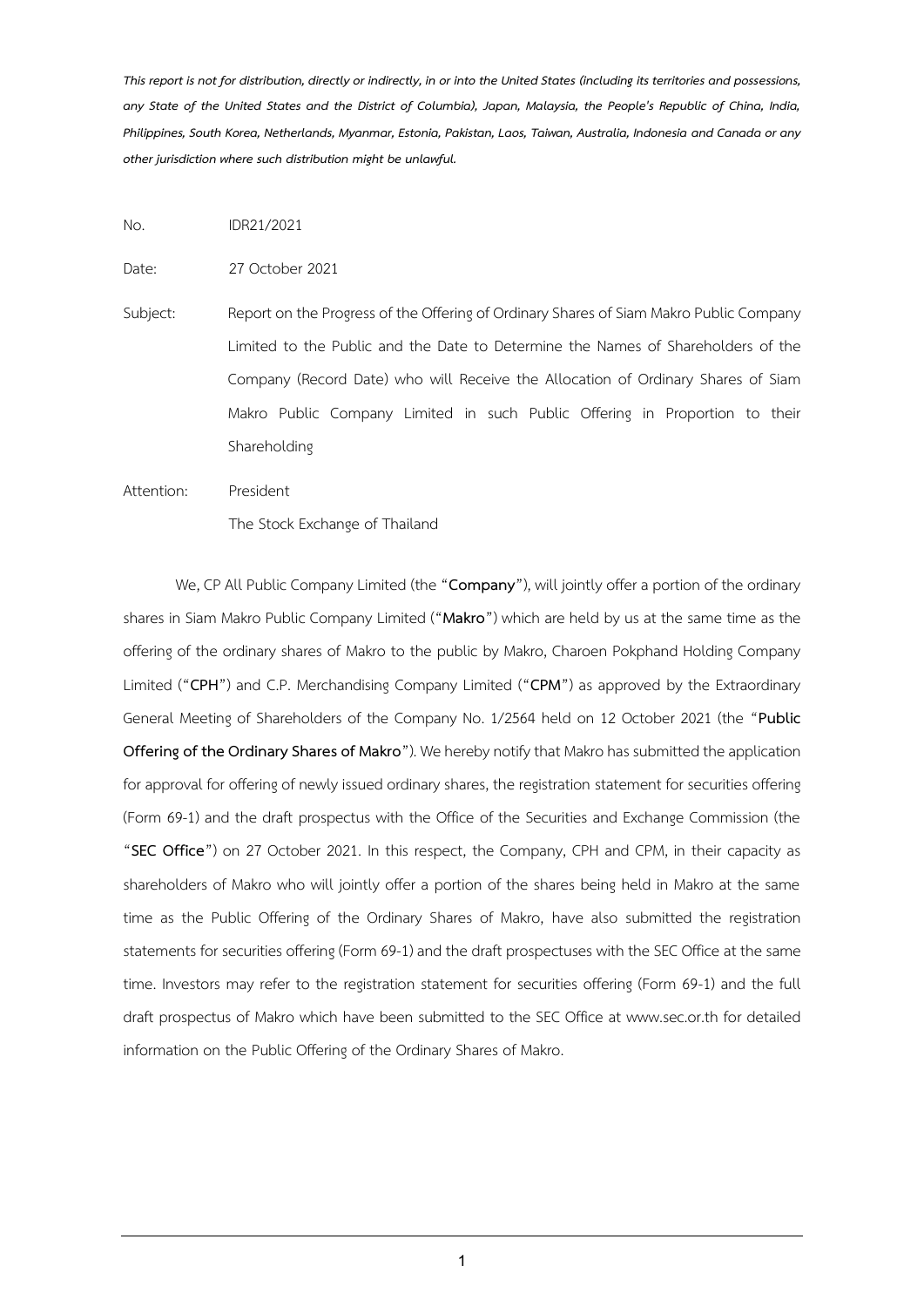*This report is not for distribution, directly or indirectly, in or into the United States (including its territories and possessions, any State of the United States and the District of Columbia), Japan, Malaysia, the People's Republic of China, India, Philippines, South Korea, Netherlands, Myanmar, Estonia, Pakistan, Laos, Taiwan, Australia, Indonesia and Canada or any other jurisdiction where such distribution might be unlawful.*

No. IDR21/2021

Date: 27 October 2021

Subject: Report on the Progress of the Offering of Ordinary Shares of Siam Makro Public Company Limited to the Public and the Date to Determine the Names of Shareholders of the Company (Record Date) who will Receive the Allocation of Ordinary Shares of Siam Makro Public Company Limited in such Public Offering in Proportion to their Shareholding

Attention: President
The Stock Exchange of Thailand

We, CP All Public Company Limited (the "**Company**"), will jointly offer a portion of the ordinary shares in Siam Makro Public Company Limited ("**Makro**") which are held by us at the same time as the offering of the ordinary shares of Makro to the public by Makro, Charoen Pokphand Holding Company Limited ("**CPH**") and C.P. Merchandising Company Limited ("**CPM**") as approved by the Extraordinary General Meeting of Shareholders of the Company No. 1/2564 held on 12 October 2021 (the "**Public Offering of the Ordinary Shares of Makro**"). We hereby notify that Makro has submitted the application for approval for offering of newly issued ordinary shares, the registration statement for securities offering (Form 69-1) and the draft prospectus with the Office of the Securities and Exchange Commission (the "**SEC Office**") on 27 October 2021. In this respect, the Company, CPH and CPM, in their capacity as shareholders of Makro who will jointly offer a portion of the shares being held in Makro at the same time as the Public Offering of the Ordinary Shares of Makro, have also submitted the registration statements for securities offering (Form 69-1) and the draft prospectuses with the SEC Office at the same time. Investors may refer to the registration statement for securities offering (Form 69-1) and the full draft prospectus of Makro which have been submitted to the SEC Office at www.sec.or.th for detailed information on the Public Offering of the Ordinary Shares of Makro.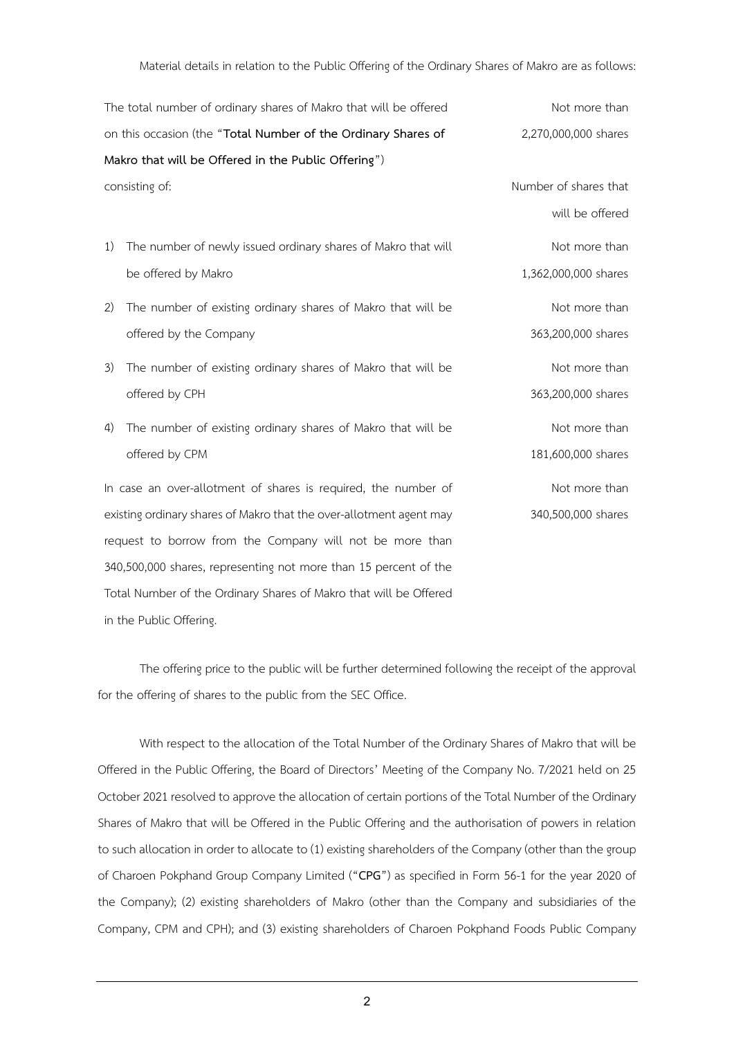Material details in relation to the Public Offering of the Ordinary Shares of Makro are as follows:

| | |
|---|---|
| The total number of ordinary shares of Makro that will be offered on this occasion (the "**Total Number of the Ordinary Shares of Makro that will be Offered in the Public Offering**") | Not more than 2,270,000,000 shares |
| consisting of: | Number of shares that will be offered |
| 1) The number of newly issued ordinary shares of Makro that will be offered by Makro | Not more than 1,362,000,000 shares |
| 2) The number of existing ordinary shares of Makro that will be offered by the Company | Not more than 363,200,000 shares |
| 3) The number of existing ordinary shares of Makro that will be offered by CPH | Not more than 363,200,000 shares |
| 4) The number of existing ordinary shares of Makro that will be offered by CPM | Not more than 181,600,000 shares |
| In case an over-allotment of shares is required, the number of existing ordinary shares of Makro that the over-allotment agent may request to borrow from the Company will not be more than 340,500,000 shares, representing not more than 15 percent of the Total Number of the Ordinary Shares of Makro that will be Offered in the Public Offering. | Not more than 340,500,000 shares |

The offering price to the public will be further determined following the receipt of the approval for the offering of shares to the public from the SEC Office.

With respect to the allocation of the Total Number of the Ordinary Shares of Makro that will be Offered in the Public Offering, the Board of Directors' Meeting of the Company No. 7/2021 held on 25 October 2021 resolved to approve the allocation of certain portions of the Total Number of the Ordinary Shares of Makro that will be Offered in the Public Offering and the authorisation of powers in relation to such allocation in order to allocate to (1) existing shareholders of the Company (other than the group of Charoen Pokphand Group Company Limited ("**CPG**") as specified in Form 56-1 for the year 2020 of the Company); (2) existing shareholders of Makro (other than the Company and subsidiaries of the Company, CPM and CPH); and (3) existing shareholders of Charoen Pokphand Foods Public Company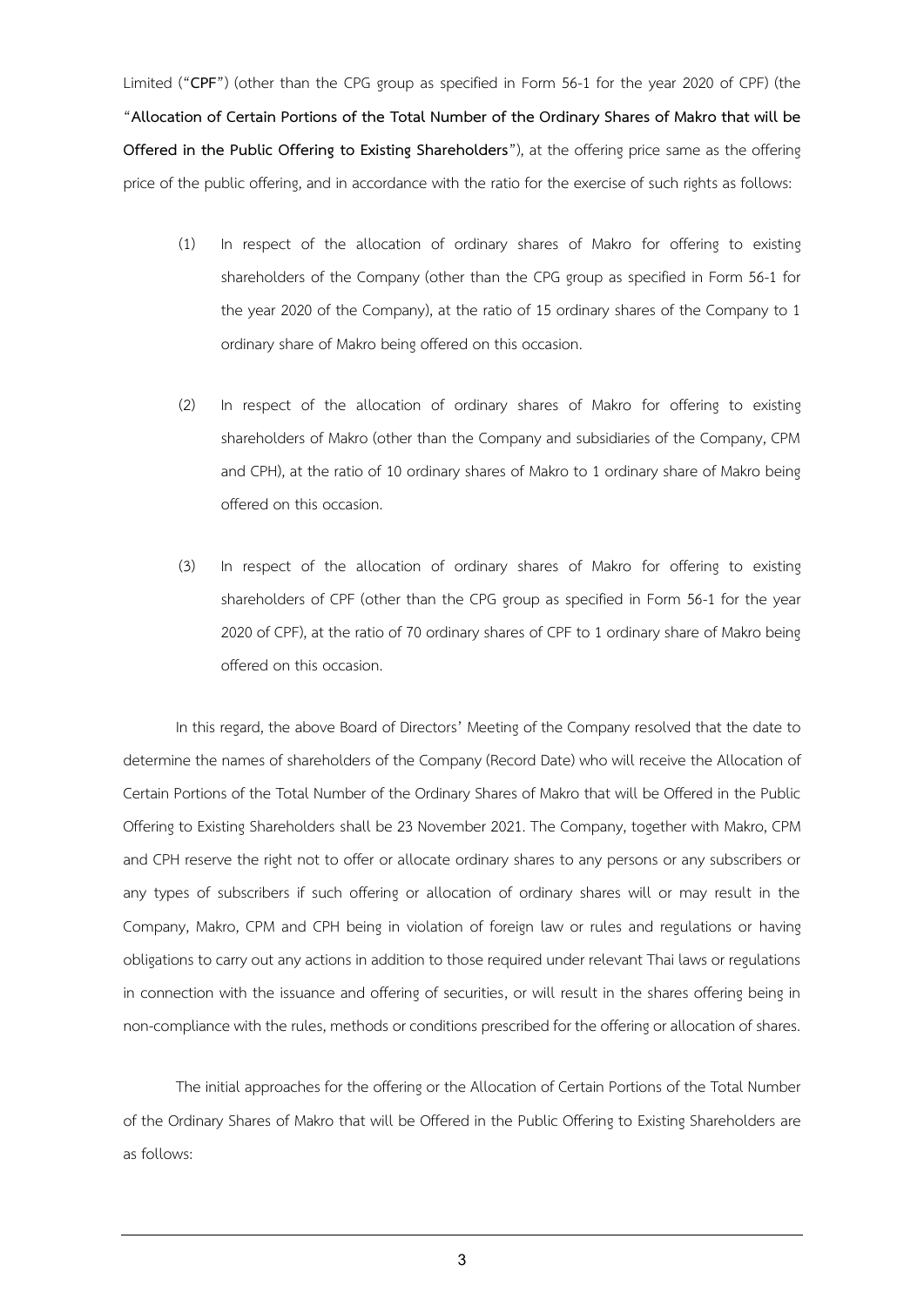Limited ("**CPF**") (other than the CPG group as specified in Form 56-1 for the year 2020 of CPF) (the "**Allocation of Certain Portions of the Total Number of the Ordinary Shares of Makro that will be Offered in the Public Offering to Existing Shareholders**"), at the offering price same as the offering price of the public offering, and in accordance with the ratio for the exercise of such rights as follows:

(1) In respect of the allocation of ordinary shares of Makro for offering to existing shareholders of the Company (other than the CPG group as specified in Form 56-1 for the year 2020 of the Company), at the ratio of 15 ordinary shares of the Company to 1 ordinary share of Makro being offered on this occasion.

(2) In respect of the allocation of ordinary shares of Makro for offering to existing shareholders of Makro (other than the Company and subsidiaries of the Company, CPM and CPH), at the ratio of 10 ordinary shares of Makro to 1 ordinary share of Makro being offered on this occasion.

(3) In respect of the allocation of ordinary shares of Makro for offering to existing shareholders of CPF (other than the CPG group as specified in Form 56-1 for the year 2020 of CPF), at the ratio of 70 ordinary shares of CPF to 1 ordinary share of Makro being offered on this occasion.

In this regard, the above Board of Directors' Meeting of the Company resolved that the date to determine the names of shareholders of the Company (Record Date) who will receive the Allocation of Certain Portions of the Total Number of the Ordinary Shares of Makro that will be Offered in the Public Offering to Existing Shareholders shall be 23 November 2021. The Company, together with Makro, CPM and CPH reserve the right not to offer or allocate ordinary shares to any persons or any subscribers or any types of subscribers if such offering or allocation of ordinary shares will or may result in the Company, Makro, CPM and CPH being in violation of foreign law or rules and regulations or having obligations to carry out any actions in addition to those required under relevant Thai laws or regulations in connection with the issuance and offering of securities, or will result in the shares offering being in non-compliance with the rules, methods or conditions prescribed for the offering or allocation of shares.

The initial approaches for the offering or the Allocation of Certain Portions of the Total Number of the Ordinary Shares of Makro that will be Offered in the Public Offering to Existing Shareholders are as follows: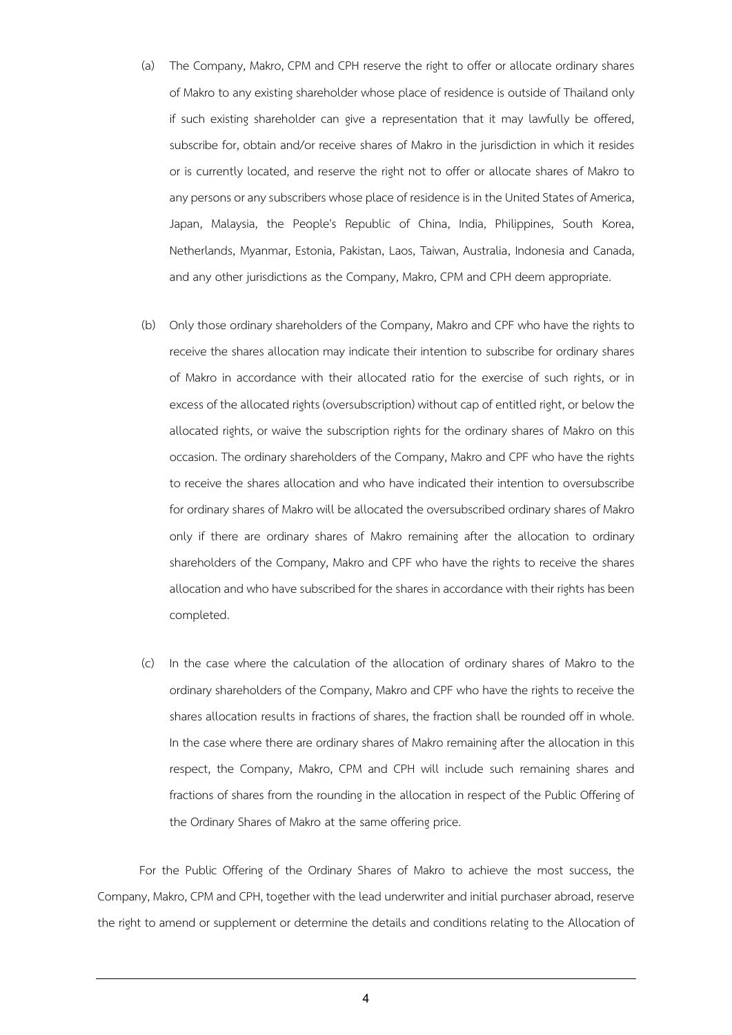(a) The Company, Makro, CPM and CPH reserve the right to offer or allocate ordinary shares of Makro to any existing shareholder whose place of residence is outside of Thailand only if such existing shareholder can give a representation that it may lawfully be offered, subscribe for, obtain and/or receive shares of Makro in the jurisdiction in which it resides or is currently located, and reserve the right not to offer or allocate shares of Makro to any persons or any subscribers whose place of residence is in the United States of America, Japan, Malaysia, the People's Republic of China, India, Philippines, South Korea, Netherlands, Myanmar, Estonia, Pakistan, Laos, Taiwan, Australia, Indonesia and Canada, and any other jurisdictions as the Company, Makro, CPM and CPH deem appropriate.

(b) Only those ordinary shareholders of the Company, Makro and CPF who have the rights to receive the shares allocation may indicate their intention to subscribe for ordinary shares of Makro in accordance with their allocated ratio for the exercise of such rights, or in excess of the allocated rights (oversubscription) without cap of entitled right, or below the allocated rights, or waive the subscription rights for the ordinary shares of Makro on this occasion. The ordinary shareholders of the Company, Makro and CPF who have the rights to receive the shares allocation and who have indicated their intention to oversubscribe for ordinary shares of Makro will be allocated the oversubscribed ordinary shares of Makro only if there are ordinary shares of Makro remaining after the allocation to ordinary shareholders of the Company, Makro and CPF who have the rights to receive the shares allocation and who have subscribed for the shares in accordance with their rights has been completed.

(c) In the case where the calculation of the allocation of ordinary shares of Makro to the ordinary shareholders of the Company, Makro and CPF who have the rights to receive the shares allocation results in fractions of shares, the fraction shall be rounded off in whole. In the case where there are ordinary shares of Makro remaining after the allocation in this respect, the Company, Makro, CPM and CPH will include such remaining shares and fractions of shares from the rounding in the allocation in respect of the Public Offering of the Ordinary Shares of Makro at the same offering price.

For the Public Offering of the Ordinary Shares of Makro to achieve the most success, the Company, Makro, CPM and CPH, together with the lead underwriter and initial purchaser abroad, reserve the right to amend or supplement or determine the details and conditions relating to the Allocation of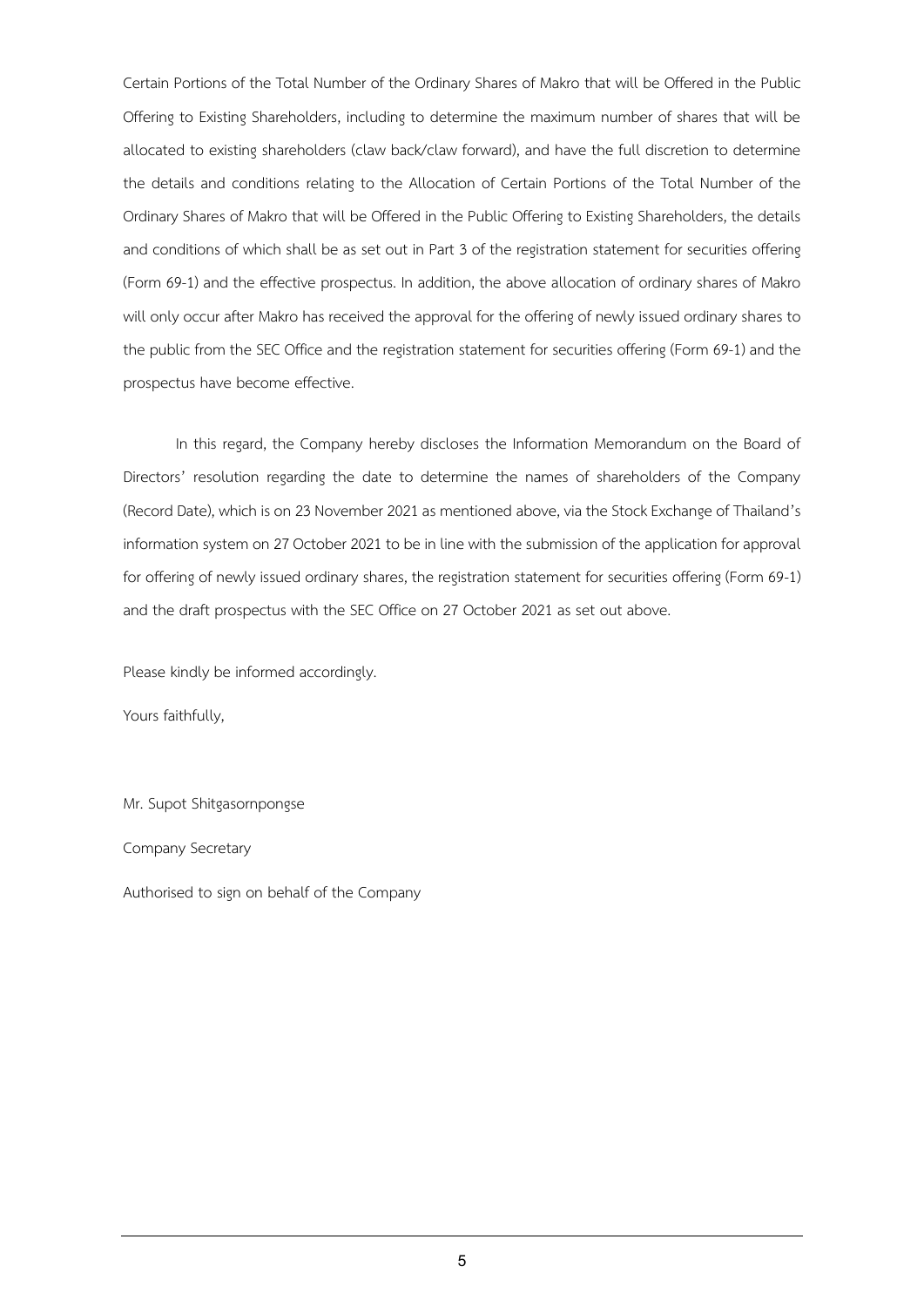Certain Portions of the Total Number of the Ordinary Shares of Makro that will be Offered in the Public Offering to Existing Shareholders, including to determine the maximum number of shares that will be allocated to existing shareholders (claw back/claw forward), and have the full discretion to determine the details and conditions relating to the Allocation of Certain Portions of the Total Number of the Ordinary Shares of Makro that will be Offered in the Public Offering to Existing Shareholders, the details and conditions of which shall be as set out in Part 3 of the registration statement for securities offering (Form 69-1) and the effective prospectus. In addition, the above allocation of ordinary shares of Makro will only occur after Makro has received the approval for the offering of newly issued ordinary shares to the public from the SEC Office and the registration statement for securities offering (Form 69-1) and the prospectus have become effective.

In this regard, the Company hereby discloses the Information Memorandum on the Board of Directors' resolution regarding the date to determine the names of shareholders of the Company (Record Date), which is on 23 November 2021 as mentioned above, via the Stock Exchange of Thailand's information system on 27 October 2021 to be in line with the submission of the application for approval for offering of newly issued ordinary shares, the registration statement for securities offering (Form 69-1) and the draft prospectus with the SEC Office on 27 October 2021 as set out above.

Please kindly be informed accordingly.

Yours faithfully,

Mr. Supot Shitgasornpongse

Company Secretary

Authorised to sign on behalf of the Company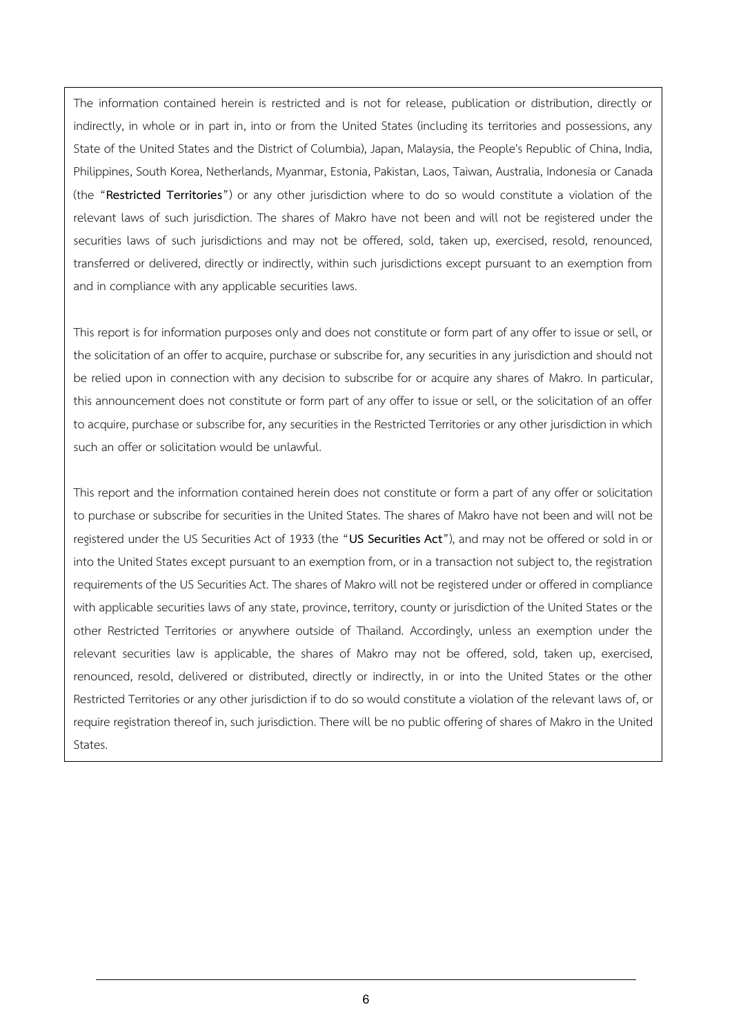The information contained herein is restricted and is not for release, publication or distribution, directly or indirectly, in whole or in part in, into or from the United States (including its territories and possessions, any State of the United States and the District of Columbia), Japan, Malaysia, the People's Republic of China, India, Philippines, South Korea, Netherlands, Myanmar, Estonia, Pakistan, Laos, Taiwan, Australia, Indonesia or Canada (the "**Restricted Territories**") or any other jurisdiction where to do so would constitute a violation of the relevant laws of such jurisdiction. The shares of Makro have not been and will not be registered under the securities laws of such jurisdictions and may not be offered, sold, taken up, exercised, resold, renounced, transferred or delivered, directly or indirectly, within such jurisdictions except pursuant to an exemption from and in compliance with any applicable securities laws.

This report is for information purposes only and does not constitute or form part of any offer to issue or sell, or the solicitation of an offer to acquire, purchase or subscribe for, any securities in any jurisdiction and should not be relied upon in connection with any decision to subscribe for or acquire any shares of Makro. In particular, this announcement does not constitute or form part of any offer to issue or sell, or the solicitation of an offer to acquire, purchase or subscribe for, any securities in the Restricted Territories or any other jurisdiction in which such an offer or solicitation would be unlawful.

This report and the information contained herein does not constitute or form a part of any offer or solicitation to purchase or subscribe for securities in the United States. The shares of Makro have not been and will not be registered under the US Securities Act of 1933 (the "**US Securities Act**"), and may not be offered or sold in or into the United States except pursuant to an exemption from, or in a transaction not subject to, the registration requirements of the US Securities Act. The shares of Makro will not be registered under or offered in compliance with applicable securities laws of any state, province, territory, county or jurisdiction of the United States or the other Restricted Territories or anywhere outside of Thailand. Accordingly, unless an exemption under the relevant securities law is applicable, the shares of Makro may not be offered, sold, taken up, exercised, renounced, resold, delivered or distributed, directly or indirectly, in or into the United States or the other Restricted Territories or any other jurisdiction if to do so would constitute a violation of the relevant laws of, or require registration thereof in, such jurisdiction. There will be no public offering of shares of Makro in the United States.